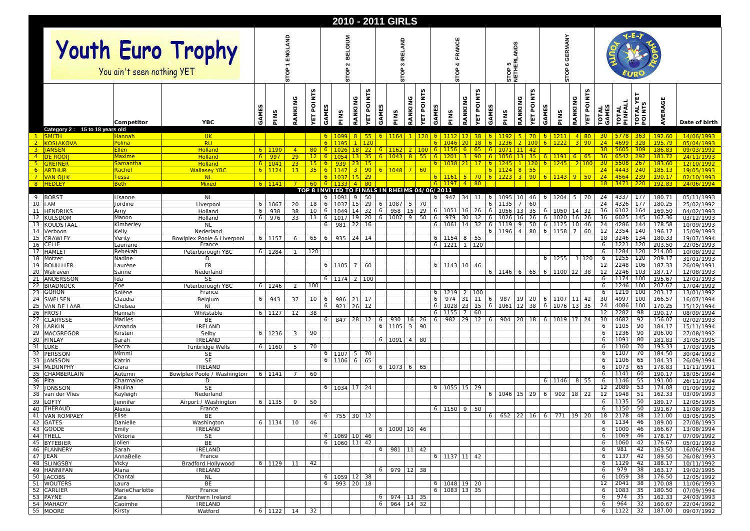# 2010 - 2011 GIRLS

## Youth Euro Trophy

You ain't seen nothing YET

| # | Competitor | YBC | STOP 1 ENGLAND GAMES | PINS | RANKING | YET POINTS | STOP 2 BELGIUM GAMES | PINS | RANKING | YET POINTS | STOP 3 IRELAND GAMES | PINS | RANKING | YET POINTS | STOP 4 FRANCE GAMES | PINS | RANKING | YET POINTS | STOP 5 NETHERLANDS GAMES | PINS | RANKING | YET POINTS | STOP 6 GERMANY GAMES | PINS | RANKING | YET POINTS | TOTAL GAMES | TOTAL PINFALL | TOTAL YET POINTS | AVERAGE | Date of birth |
|---|---|---|---|---|---|---|---|---|---|---|---|---|---|---|---|---|---|---|---|---|---|---|---|---|---|---|---|---|---|---|---|
| | **Category 2 : 15 to 18 years old** | | | | | | | | | | | | | | | | | | | | | | | | | | | | | | |
| 1 | SMITH | Hannah | UK | | | | | 6 | 1099 | 8 | 55 | 6 | 1164 | 1 | 120 | 6 | 1112 | 12 | 38 | 6 | 1192 | 5 | 70 | 6 | 1211 | 4 | 80 | 30 | 5778 | 363 | 192.60 | 14/06/1993 |
| 2 | KOSIAKOVA | Polina | RU | | | | | 6 | 1195 | 1 | 120 | | | | | 6 | 1046 | 20 | 18 | 6 | 1236 | 2 | 100 | 6 | 1222 | 3 | 90 | 24 | 4699 | 328 | 195.79 | 05/04/1993 |
| 3 | JANSEN | Ellen | Holland | 6 | 1190 | 4 | 80 | 6 | 1026 | 18 | 22 | 6 | 1162 | 2 | 100 | 6 | 1156 | 6 | 65 | 6 | 1071 | 11 | 42 | | | | | 30 | 5605 | 309 | 186.83 | 09/03/1992 |
| 4 | DE ROOIJ | Maxime | Holland | 6 | 997 | 29 | 12 | 6 | 1054 | 13 | 35 | 6 | 1043 | 8 | 55 | 6 | 1201 | 3 | 90 | 6 | 1056 | 13 | 35 | 6 | 1191 | 6 | 65 | 36 | 6542 | 292 | 181.72 | 24/11/1993 |
| 5 | GREINER | Samantha | Holland | 6 | 1041 | 23 | 15 | 6 | 939 | 23 | 15 | | | | | 6 | 1038 | 21 | 17 | 6 | 1245 | 1 | 120 | 6 | 1245 | 2 | 100 | 30 | 5508 | 267 | 183.60 | 12/10/1992 |
| 6 | ARTHUR | Rachel | Wallasey YBC | 6 | 1124 | 13 | 35 | 6 | 1147 | 3 | 90 | 6 | 1048 | 7 | 60 | | | | | 6 | 1124 | 8 | 55 | | | | | 24 | 4443 | 240 | 185.13 | 19/05/1993 |
| 7 | VAN OJIK | Tessa | NL | | | | | 6 | 1037 | 15 | 29 | | | | | 6 | 1161 | 5 | 70 | 6 | 1223 | 3 | 90 | 6 | 1143 | 9 | 50 | 24 | 4564 | 239 | 190.17 | 02/10/1993 |
| 8 | HEDLEY | Beth | Mixed | 6 | 1141 | 7 | 60 | 6 | 1133 | 4 | 80 | | | | | 6 | 1197 | 4 | 80 | | | | | | | | | 18 | 3471 | 220 | 192.83 | 24/06/1994 |
| | **TOP 8 INVITED TO FINALS IN RHEIMS 04/06/2011** | | | | | | | | | | | | | | | | | | | | | | | | | | | | | | |
| 9 | BORST | Lisanne | NL | | | | | 6 | 1091 | 9 | 50 | | | | | 6 | 947 | 34 | 11 | 6 | 1095 | 10 | 46 | 6 | 1204 | 5 | 70 | 24 | 4337 | 177 | 180.71 | 05/11/1993 |
| 10 | LAM | Jordine | Liverpool | 6 | 1067 | 20 | 18 | 6 | 1037 | 15 | 29 | 6 | 1087 | 5 | 70 | | | | | 6 | 1135 | 7 | 60 | | | | | 24 | 4326 | 177 | 180.25 | 25/02/1992 |
| 11 | HENDRIKS | Amy | Holland | 6 | 938 | 38 | 10 | 6 | 1049 | 14 | 32 | 6 | 958 | 15 | 29 | 6 | 1051 | 16 | 26 | 6 | 1056 | 13 | 35 | 6 | 1050 | 14 | 32 | 36 | 6102 | 164 | 169.50 | 04/02/1993 |
| 12 | KULSDOM | Manon | Holland | 6 | 976 | 33 | 11 | 6 | 1017 | 19 | 20 | 6 | 1007 | 9 | 50 | 6 | 979 | 30 | 12 | 6 | 1026 | 16 | 26 | 6 | 1020 | 16 | 26 | 36 | 6025 | 145 | 167.36 | 03/12/1993 |
| 13 | KOUDSTAAL | Kimberley | NL | | | | | 6 | 981 | 22 | 16 | | | | | 6 | 1061 | 14 | 32 | 6 | 1119 | 9 | 50 | 6 | 1125 | 10 | 46 | 24 | 4286 | 144 | 178.58 | 10/09/1993 |
| 14 | Verboon | Kelly | Nederland | | | | | | | | | | | | | | | | | 6 | 1196 | 4 | 80 | 6 | 1158 | 7 | 60 | 12 | 2354 | 140 | 196.17 | 15/09/1993 |
| 15 | CRAWLEY | Verity | Bowlplex Poole & Liverpool | 6 | 1157 | 6 | 65 | 6 | 935 | 24 | 14 | | | | | 6 | 1154 | 8 | 55 | | | | | | | | | 18 | 3246 | 134 | 180.33 | 19/07/1994 |
| 16 | CELIE | Lauriane | France | | | | | | | | | | | | | 6 | 1221 | 1 | 120 | | | | | | | | | 6 | 1221 | 120 | 203.50 | 22/05/1993 |
| 17 | HAMLET | Rebekah | Peterborough YBC | 6 | 1284 | 1 | 120 | | | | | | | | | | | | | | | | | | | | | 6 | 1284 | 120 | 214.00 | 10/08/1992 |
| 18 | Motzer | Nadine | D | | | | | | | | | | | | | | | | | | | | | 6 | 1255 | 1 | 120 | 6 | 1255 | 120 | 209.17 | 31/01/1993 |
| 19 | BOUILLIER | Laurène | FR | | | | | 6 | 1105 | 7 | 60 | | | | | 6 | 1143 | 10 | 46 | | | | | | | | | 12 | 2248 | 106 | 187.33 | 26/09/1991 |
| 20 | Walraven | Sanne | Nederland | | | | | | | | | | | | | | | | | 6 | 1146 | 6 | 65 | 6 | 1100 | 12 | 38 | 12 | 2246 | 103 | 187.17 | 12/08/1993 |
| 21 | ANDERSSON | Ida | SE | | | | | 6 | 1174 | 2 | 100 | | | | | | | | | | | | | | | | | 6 | 1174 | 100 | 195.67 | 12/01/1993 |
| 22 | BRADNOCK | Zoe | Peterborough YBC | 6 | 1246 | 2 | 100 | | | | | | | | | | | | | | | | | | | | | 6 | 1246 | 100 | 207.67 | 17/04/1992 |
| 23 | GORON | Solène | France | | | | | | | | | | | | | 6 | 1219 | 2 | 100 | | | | | | | | | 6 | 1219 | 100 | 203.17 | 13/01/1992 |
| 24 | SWELSEN | Claudia | Belgium | 6 | 943 | 37 | 10 | 6 | 986 | 21 | 17 | | | | | 6 | 974 | 31 | 11 | 6 | 987 | 19 | 20 | 6 | 1107 | 11 | 42 | 30 | 4997 | 100 | 166.57 | 16/07/1994 |
| 25 | VAN DE LAAR | Chelsea | NL | | | | | 6 | 921 | 26 | 12 | | | | | 6 | 1028 | 23 | 15 | 6 | 1061 | 12 | 38 | 6 | 1076 | 13 | 35 | 24 | 4086 | 100 | 170.25 | 15/12/1994 |
| 26 | FROST | Hannah | Whitstable | 6 | 1127 | 12 | 38 | | | | | | | | | 6 | 1155 | 7 | 60 | | | | | | | | | 12 | 2282 | 98 | 190.17 | 08/09/1994 |
| 27 | CLARYSSE | Marlies | BE | | | | | 6 | 847 | 28 | 12 | 6 | 930 | 16 | 26 | 6 | 982 | 29 | 12 | 6 | 904 | 20 | 18 | 6 | 1019 | 17 | 24 | 30 | 4682 | 92 | 156.07 | 02/02/1993 |
| 28 | LARKIN | Amanda | IRELAND | | | | | | | | | 6 | 1105 | 3 | 90 | | | | | | | | | | | | | 6 | 1105 | 90 | 184.17 | 15/11/1994 |
| 29 | MACGREGOR | Kirsten | Selby | 6 | 1236 | 3 | 90 | | | | | | | | | | | | | | | | | | | | | 6 | 1236 | 90 | 206.00 | 27/08/1992 |
| 30 | FINLAY | Sarah | IRELAND | | | | | | | | | 6 | 1091 | 4 | 80 | | | | | | | | | | | | | 6 | 1091 | 80 | 181.83 | 31/05/1995 |
| 31 | LUKE | Becca | Tunbridge Wells | 6 | 1160 | 5 | 70 | | | | | | | | | | | | | | | | | | | | | 6 | 1160 | 70 | 193.33 | 17/03/1995 |
| 32 | PERSSON | Mimmi | SE | | | | | 6 | 1107 | 5 | 70 | | | | | | | | | | | | | | | | | 6 | 1107 | 70 | 184.50 | 30/04/1993 |
| 33 | JANSSON | Katrin | SE | | | | | 6 | 1106 | 6 | 65 | | | | | | | | | | | | | | | | | 6 | 1106 | 65 | 184.33 | 26/09/1994 |
| 34 | McDUNPHY | Ciara | IRELAND | | | | | | | | | 6 | 1073 | 6 | 65 | | | | | | | | | | | | | 6 | 1073 | 65 | 178.83 | 11/11/1991 |
| 35 | CHAMBERLAIN | Autumn | Bowlplex Poole / Washington | 6 | 1141 | 7 | 60 | | | | | | | | | | | | | | | | | | | | | 6 | 1141 | 60 | 190.17 | 18/05/1994 |
| 36 | Pita | Charmaine | D | | | | | | | | | | | | | | | | | | | | | 6 | 1146 | 8 | 55 | 6 | 1146 | 55 | 191.00 | 26/11/1994 |
| 37 | JONSSON | Paulina | SE | | | | | 6 | 1034 | 17 | 24 | | | | | 6 | 1055 | 15 | 29 | | | | | | | | | 12 | 2089 | 53 | 174.08 | 01/09/1992 |
| 38 | van der Vlies | Kayleigh | Nederland | | | | | | | | | | | | | | | | | 6 | 1046 | 15 | 29 | 6 | 902 | 18 | 22 | 12 | 1948 | 51 | 162.33 | 03/09/1993 |
| 39 | LOFTY | Jennifer | Airport / Washington | 6 | 1135 | 9 | 50 | | | | | | | | | | | | | | | | | | | | | 6 | 1135 | 50 | 189.17 | 12/05/1995 |
| 40 | THERAUD | Alexia | France | | | | | | | | | | | | | 6 | 1150 | 9 | 50 | | | | | | | | | 6 | 1150 | 50 | 191.67 | 11/08/1993 |
| 41 | VAN ROMPAEY | Elise | BE | | | | | 6 | 755 | 30 | 12 | | | | | | | | | 6 | 652 | 22 | 16 | 6 | 771 | 19 | 20 | 18 | 2178 | 48 | 121.00 | 03/05/1995 |
| 42 | GATES | Danielle | Washington | 6 | 1134 | 10 | 46 | | | | | | | | | | | | | | | | | | | | | 6 | 1134 | 46 | 189.00 | 27/08/1993 |
| 43 | GOODE | Emily | IRELAND | | | | | | | | | 6 | 1000 | 10 | 46 | | | | | | | | | | | | | 6 | 1000 | 46 | 166.67 | 13/08/1994 |
| 44 | THELL | Viktoria | SE | | | | | 6 | 1069 | 10 | 46 | | | | | | | | | | | | | | | | | 6 | 1069 | 46 | 178.17 | 07/09/1992 |
| 45 | BYTEBIER | Jolien | BE | | | | | 6 | 1060 | 11 | 42 | | | | | | | | | | | | | | | | | 6 | 1060 | 42 | 176.67 | 05/01/1993 |
| 46 | FLANNERY | Sarah | IRELAND | | | | | | | | | 6 | 981 | 11 | 42 | | | | | | | | | | | | | 6 | 981 | 42 | 163.50 | 16/06/1994 |
| 47 | JEAN | AnnaBelle | France | | | | | | | | | | | | | 6 | 1137 | 11 | 42 | | | | | | | | | 6 | 1137 | 42 | 189.50 | 26/08/1993 |
| 48 | SLINGSBY | Vicky | Bradford Hollywood | 6 | 1129 | 11 | 42 | | | | | | | | | | | | | | | | | | | | | 6 | 1129 | 42 | 188.17 | 10/11/1992 |
| 49 | HANNIFAN | Alana | IRELAND | | | | | | | | | 6 | 979 | 12 | 38 | | | | | | | | | | | | | 6 | 979 | 38 | 163.17 | 19/02/1995 |
| 50 | JACOBS | Chantal | NL | | | | | 6 | 1059 | 12 | 38 | | | | | | | | | | | | | | | | | 6 | 1059 | 38 | 176.50 | 12/05/1992 |
| 51 | WOUTERS | Laura | BE | | | | | 6 | 993 | 20 | 18 | | | | | 6 | 1048 | 19 | 20 | | | | | | | | | 12 | 2041 | 38 | 170.08 | 11/06/1993 |
| 52 | CARLIER | MarieCharlotte | France | | | | | | | | | | | | | 6 | 1083 | 13 | 35 | | | | | | | | | 6 | 1083 | 35 | 180.50 | 07/09/1994 |
| 53 | PAYNE | Zara | Northern Ireland | | | | | | | | | 6 | 974 | 13 | 35 | | | | | | | | | | | | | 6 | 974 | 35 | 162.33 | 24/03/1993 |
| 54 | MAHADY | Caoimhe | IRELAND | | | | | | | | | 6 | 964 | 14 | 32 | | | | | | | | | | | | | 6 | 964 | 32 | 160.67 | 22/04/1992 |
| 55 | MOORE | Kirsty | Watford | 6 | 1122 | 14 | 32 | | | | | | | | | | | | | | | | | | | | | 6 | 1122 | 32 | 187.00 | 09/07/1992 |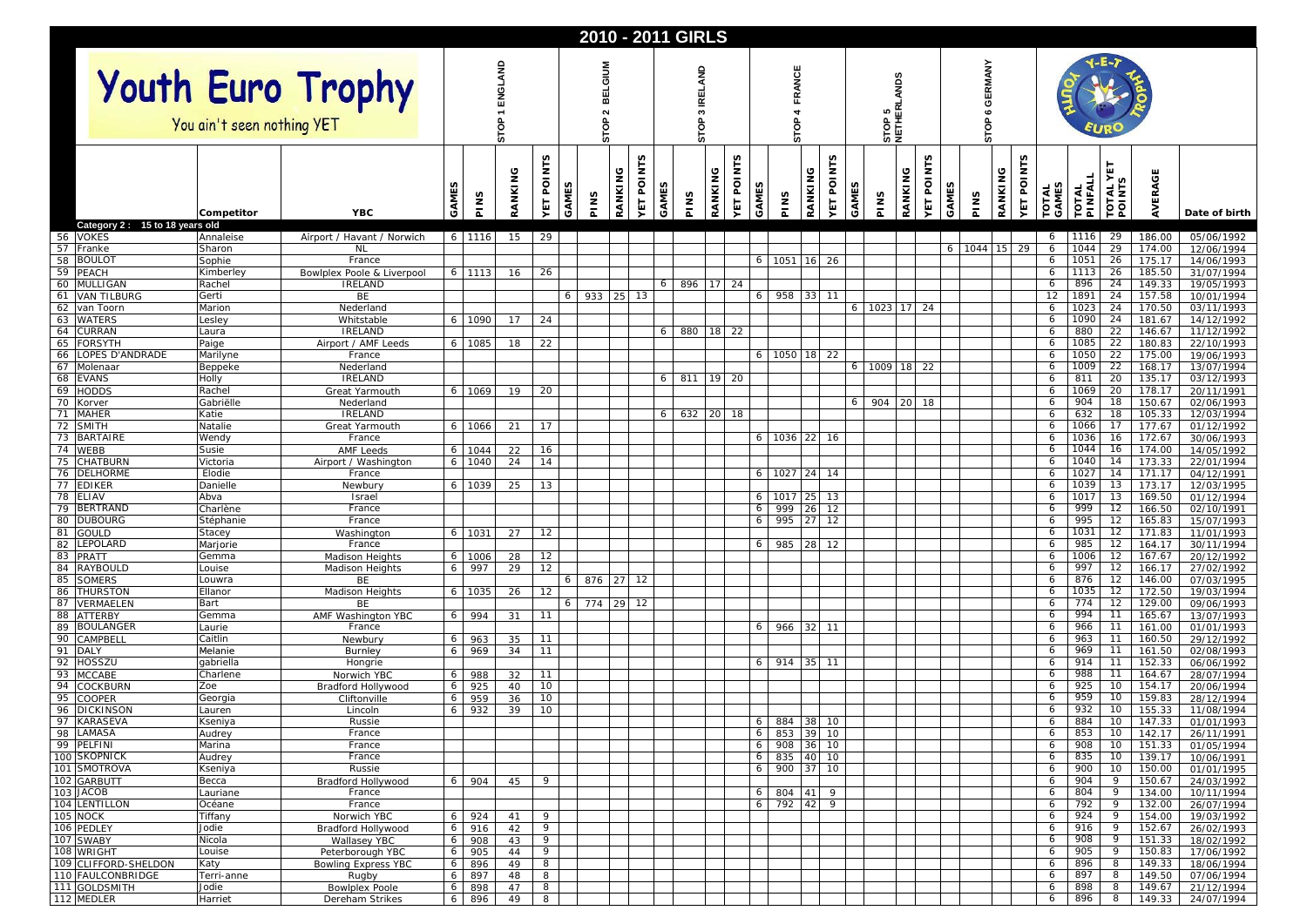# 2010 - 2011 GIRLS

**Youth Euro Trophy**

You ain't seen nothing YET

| | | | STOP 1 ENGLAND | | | | STOP 2 BELGIUM | | | | STOP 3 IRELAND | | | | STOP 4 FRANCE | | | | STOP 5 NETHERLANDS | | | | STOP 6 GERMANY | | | | | | | | |
|---|---|---|---|---|---|---|---|---|---|---|---|---|---|---|---|---|---|---|---|---|---|---|---|---|---|---|---|---|---|---|---|---|---|
| | Competitor | YBC | GAMES | PINS | RANKING | YET POINTS | GAMES | PINS | RANKING | YET POINTS | GAMES | PINS | RANKING | YET POINTS | GAMES | PINS | RANKING | YET POINTS | GAMES | PINS | RANKING | YET POINTS | GAMES | PINS | RANKING | YET POINTS | TOTAL GAMES | TOTAL PINFALL | TOTAL YET POINTS | AVERAGE | Date of birth |
| **Category 2 : 15 to 18 years old** | | | | | | | | | | | | | | | | | | | | | | | | | | | | | | | |
| 56 VOKES | Annaleise | Airport / Havant / Norwich | 6 | 1116 | 15 | 29 | | | | | | | | | | | | | | | | | | | | | 6 | 1116 | 29 | 186.00 | 05/06/1992 |
| 57 Franke | Sharon | NL | | | | | | | | | | | | | | | | | | | | | 6 | 1044 | 15 | 29 | 6 | 1044 | 29 | 174.00 | 12/06/1994 |
| 58 BOULOT | Sophie | France | | | | | | | | | | | | | 6 | 1051 | 16 | 26 | | | | | | | | | 6 | 1051 | 26 | 175.17 | 14/06/1993 |
| 59 PEACH | Kimberley | Bowlplex Poole & Liverpool | 6 | 1113 | 16 | 26 | | | | | | | | | | | | | | | | | | | | | 6 | 1113 | 26 | 185.50 | 31/07/1994 |
| 60 MULLIGAN | Rachel | IRELAND | | | | | | | | | 6 | 896 | 17 | 24 | | | | | | | | | | | | | 6 | 896 | 24 | 149.33 | 19/05/1993 |
| 61 VAN TILBURG | Gerti | BE | | | | | 6 | 933 | 25 | 13 | | | | | 6 | 958 | 33 | 11 | | | | | | | | | 12 | 1891 | 24 | 157.58 | 10/01/1994 |
| 62 van Toorn | Marion | Nederland | | | | | | | | | | | | | | | | | 6 | 1023 | 17 | 24 | | | | | 6 | 1023 | 24 | 170.50 | 03/11/1993 |
| 63 WATERS | Lesley | Whitstable | 6 | 1090 | 17 | 24 | | | | | | | | | | | | | | | | | | | | | 6 | 1090 | 24 | 181.67 | 14/12/1992 |
| 64 CURRAN | Laura | IRELAND | | | | | | | | | 6 | 880 | 18 | 22 | | | | | | | | | | | | | 6 | 880 | 22 | 146.67 | 11/12/1992 |
| 65 FORSYTH | Paige | Airport / AMF Leeds | 6 | 1085 | 18 | 22 | | | | | | | | | | | | | | | | | | | | | 6 | 1085 | 22 | 180.83 | 22/10/1993 |
| 66 LOPES D'ANDRADE | Marilyne | France | | | | | | | | | | | | | 6 | 1050 | 18 | 22 | | | | | | | | | 6 | 1050 | 22 | 175.00 | 19/06/1993 |
| 67 Molenaar | Beppeke | Nederland | | | | | | | | | | | | | | | | | 6 | 1009 | 18 | 22 | | | | | 6 | 1009 | 22 | 168.17 | 13/07/1994 |
| 68 EVANS | Holly | IRELAND | | | | | | | | | 6 | 811 | 19 | 20 | | | | | | | | | | | | | 6 | 811 | 20 | 135.17 | 03/12/1993 |
| 69 HODDS | Rachel | Great Yarmouth | 6 | 1069 | 19 | 20 | | | | | | | | | | | | | | | | | | | | | 6 | 1069 | 20 | 178.17 | 20/11/1991 |
| 70 Korver | Gabriëlle | Nederland | | | | | | | | | | | | | | | | | 6 | 904 | 20 | 18 | | | | | 6 | 904 | 18 | 150.67 | 02/06/1993 |
| 71 MAHER | Katie | IRELAND | | | | | | | | | 6 | 632 | 20 | 18 | | | | | | | | | | | | | 6 | 632 | 18 | 105.33 | 12/03/1994 |
| 72 SMITH | Natalie | Great Yarmouth | 6 | 1066 | 21 | 17 | | | | | | | | | | | | | | | | | | | | | 6 | 1066 | 17 | 177.67 | 01/12/1992 |
| 73 BARTAIRE | Wendy | France | | | | | | | | | | | | | 6 | 1036 | 22 | 16 | | | | | | | | | 6 | 1036 | 16 | 172.67 | 30/06/1993 |
| 74 WEBB | Susie | AMF Leeds | 6 | 1044 | 22 | 16 | | | | | | | | | | | | | | | | | | | | | 6 | 1044 | 16 | 174.00 | 14/05/1992 |
| 75 CHATBURN | Victoria | Airport / Washington | 6 | 1040 | 24 | 14 | | | | | | | | | | | | | | | | | | | | | 6 | 1040 | 14 | 173.33 | 22/01/1994 |
| 76 DELHORME | Elodie | France | | | | | | | | | | | | | 6 | 1027 | 24 | 14 | | | | | | | | | 6 | 1027 | 14 | 171.17 | 04/12/1991 |
| 77 EDIKER | Danielle | Newbury | 6 | 1039 | 25 | 13 | | | | | | | | | | | | | | | | | | | | | 6 | 1039 | 13 | 173.17 | 12/03/1995 |
| 78 ELIAV | Abva | Israel | | | | | | | | | | | | | 6 | 1017 | 25 | 13 | | | | | | | | | 6 | 1017 | 13 | 169.50 | 01/12/1994 |
| 79 BERTRAND | Charlène | France | | | | | | | | | | | | | 6 | 999 | 26 | 12 | | | | | | | | | 6 | 999 | 12 | 166.50 | 02/10/1991 |
| 80 DUBOURG | Stéphanie | France | | | | | | | | | | | | | 6 | 995 | 27 | 12 | | | | | | | | | 6 | 995 | 12 | 165.83 | 15/07/1993 |
| 81 GOULD | Stacey | Washington | 6 | 1031 | 27 | 12 | | | | | | | | | | | | | | | | | | | | | 6 | 1031 | 12 | 171.83 | 11/01/1993 |
| 82 LEPOLARD | Marjorie | France | | | | | | | | | | | | | 6 | 985 | 28 | 12 | | | | | | | | | 6 | 985 | 12 | 164.17 | 30/11/1994 |
| 83 PRATT | Gemma | Madison Heights | 6 | 1006 | 28 | 12 | | | | | | | | | | | | | | | | | | | | | 6 | 1006 | 12 | 167.67 | 20/12/1992 |
| 84 RAYBOULD | Louise | Madison Heights | 6 | 997 | 29 | 12 | | | | | | | | | | | | | | | | | | | | | 6 | 997 | 12 | 166.17 | 27/02/1992 |
| 85 SOMERS | Louwra | BE | | | | | 6 | 876 | 27 | 12 | | | | | | | | | | | | | | | | | 6 | 876 | 12 | 146.00 | 07/03/1995 |
| 86 THURSTON | Ellanor | Madison Heights | 6 | 1035 | 26 | 12 | | | | | | | | | | | | | | | | | | | | | 6 | 1035 | 12 | 172.50 | 19/03/1994 |
| 87 VERMAELEN | Bart | BE | | | | | 6 | 774 | 29 | 12 | | | | | | | | | | | | | | | | | 6 | 774 | 12 | 129.00 | 09/06/1993 |
| 88 ATTERBY | Gemma | AMF Washington YBC | 6 | 994 | 31 | 11 | | | | | | | | | | | | | | | | | | | | | 6 | 994 | 11 | 165.67 | 13/07/1993 |
| 89 BOULANGER | Laurie | France | | | | | | | | | | | | | 6 | 966 | 32 | 11 | | | | | | | | | 6 | 966 | 11 | 161.00 | 01/01/1993 |
| 90 CAMPBELL | Caitlin | Newbury | 6 | 963 | 35 | 11 | | | | | | | | | | | | | | | | | | | | | 6 | 963 | 11 | 160.50 | 29/12/1992 |
| 91 DALY | Melanie | Burnley | 6 | 969 | 34 | 11 | | | | | | | | | | | | | | | | | | | | | 6 | 969 | 11 | 161.50 | 02/08/1993 |
| 92 HOSSZU | gabriella | Hongrie | | | | | | | | | | | | | 6 | 914 | 35 | 11 | | | | | | | | | 6 | 914 | 11 | 152.33 | 06/06/1992 |
| 93 MCCABE | Charlene | Norwich YBC | 6 | 988 | 32 | 11 | | | | | | | | | | | | | | | | | | | | | 6 | 988 | 11 | 164.67 | 28/07/1994 |
| 94 COCKBURN | Zoe | Bradford Hollywood | 6 | 925 | 40 | 10 | | | | | | | | | | | | | | | | | | | | | 6 | 925 | 10 | 154.17 | 20/06/1994 |
| 95 COOPER | Georgia | Cliftonville | 6 | 959 | 36 | 10 | | | | | | | | | | | | | | | | | | | | | 6 | 959 | 10 | 159.83 | 28/12/1994 |
| 96 DICKINSON | Lauren | Lincoln | 6 | 932 | 39 | 10 | | | | | | | | | | | | | | | | | | | | | 6 | 932 | 10 | 155.33 | 11/08/1994 |
| 97 KARASEVA | Kseniya | Russie | | | | | | | | | | | | | 6 | 884 | 38 | 10 | | | | | | | | | 6 | 884 | 10 | 147.33 | 01/01/1993 |
| 98 LAMASA | Audrey | France | | | | | | | | | | | | | 6 | 853 | 39 | 10 | | | | | | | | | 6 | 853 | 10 | 142.17 | 26/11/1991 |
| 99 PELFINI | Marina | France | | | | | | | | | | | | | 6 | 908 | 36 | 10 | | | | | | | | | 6 | 908 | 10 | 151.33 | 01/05/1994 |
| 100 SKOPNICK | Audrey | France | | | | | | | | | | | | | 6 | 835 | 40 | 10 | | | | | | | | | 6 | 835 | 10 | 139.17 | 10/06/1991 |
| 101 SMOTROVA | Kseniya | Russie | | | | | | | | | | | | | 6 | 900 | 37 | 10 | | | | | | | | | 6 | 900 | 10 | 150.00 | 01/01/1995 |
| 102 GARBUTT | Becca | Bradford Hollywood | 6 | 904 | 45 | 9 | | | | | | | | | | | | | | | | | | | | | 6 | 904 | 9 | 150.67 | 24/03/1992 |
| 103 JACOB | Lauriane | France | | | | | | | | | | | | | 6 | 804 | 41 | 9 | | | | | | | | | 6 | 804 | 9 | 134.00 | 10/11/1994 |
| 104 LENTILLON | Océane | France | | | | | | | | | | | | | 6 | 792 | 42 | 9 | | | | | | | | | 6 | 792 | 9 | 132.00 | 26/07/1994 |
| 105 NOCK | Tiffany | Norwich YBC | 6 | 924 | 41 | 9 | | | | | | | | | | | | | | | | | | | | | 6 | 924 | 9 | 154.00 | 19/03/1992 |
| 106 PEDLEY | Jodie | Bradford Hollywood | 6 | 916 | 42 | 9 | | | | | | | | | | | | | | | | | | | | | 6 | 916 | 9 | 152.67 | 26/02/1993 |
| 107 SWABY | Nicola | Wallasey YBC | 6 | 908 | 43 | 9 | | | | | | | | | | | | | | | | | | | | | 6 | 908 | 9 | 151.33 | 18/02/1992 |
| 108 WRIGHT | Louise | Peterborough YBC | 6 | 905 | 44 | 9 | | | | | | | | | | | | | | | | | | | | | 6 | 905 | 9 | 150.83 | 17/06/1992 |
| 109 CLIFFORD-SHELDON | Katy | Bowling Express YBC | 6 | 896 | 49 | 8 | | | | | | | | | | | | | | | | | | | | | 6 | 896 | 8 | 149.33 | 18/06/1994 |
| 110 FAULCONBRIDGE | Terri-anne | Rugby | 6 | 897 | 48 | 8 | | | | | | | | | | | | | | | | | | | | | 6 | 897 | 8 | 149.50 | 07/06/1994 |
| 111 GOLDSMITH | Jodie | Bowlplex Poole | 6 | 898 | 47 | 8 | | | | | | | | | | | | | | | | | | | | | 6 | 898 | 8 | 149.67 | 21/12/1994 |
| 112 MEDLER | Harriet | Dereham Strikes | 6 | 896 | 49 | 8 | | | | | | | | | | | | | | | | | | | | | 6 | 896 | 8 | 149.33 | 24/07/1994 |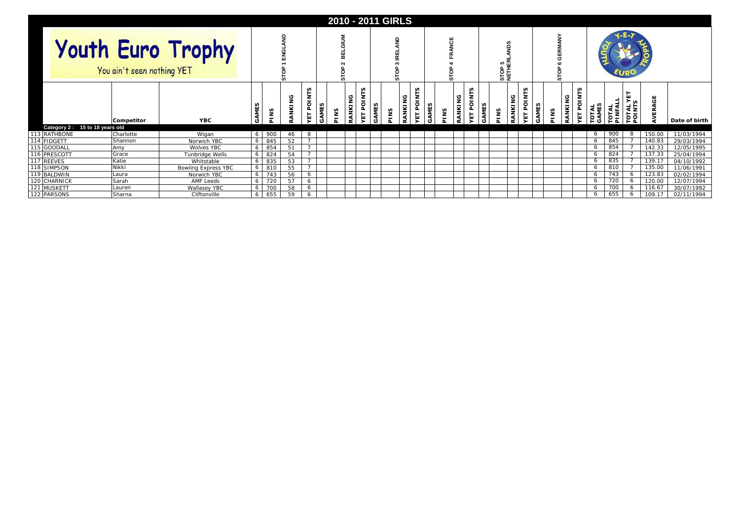# 2010 - 2011 GIRLS

## Youth Euro Trophy

You ain't seen nothing YET

| | | | STOP 1 ENGLAND | | | | STOP 2 BELGIUM | | | | STOP 3 IRELAND | | | | STOP 4 FRANCE | | | | STOP 5 NETHERLANDS | | | | STOP 6 GERMANY | | | | | | | | |
|---|---|---|---|---|---|---|---|---|---|---|---|---|---|---|---|---|---|---|---|---|---|---|---|---|---|---|---|---|---|---|---|---|
| | Competitor | YBC | GAMES | PINS | RANKING | YET POINTS | GAMES | PINS | RANKING | YET POINTS | GAMES | PINS | RANKING | YET POINTS | GAMES | PINS | RANKING | YET POINTS | GAMES | PINS | RANKING | YET POINTS | GAMES | PINS | RANKING | YET POINTS | TOTAL GAMES | TOTAL PINFALL | TOTAL YET POINTS | AVERAGE | Date of birth |
| **Category 2 : 15 to 18 years old** | | | | | | | | | | | | | | | | | | | | | | | | | | | | | | | |
| 113 RATHBONE | Charlotte | Wigan | 6 | 900 | 46 | 8 | | | | | | | | | | | | | | | | | | | | | 6 | 900 | 8 | 150.00 | 11/03/1994 |
| 114 FIDGETT | Shannon | Norwich YBC | 6 | 845 | 52 | 7 | | | | | | | | | | | | | | | | | | | | | 6 | 845 | 7 | 140.83 | 29/03/1994 |
| 115 GOODALL | Amy | Wolves YBC | 6 | 854 | 51 | 7 | | | | | | | | | | | | | | | | | | | | | 6 | 854 | 7 | 142.33 | 12/05/1995 |
| 116 PRESCOTT | Grace | Tunbridge Wells | 6 | 824 | 54 | 7 | | | | | | | | | | | | | | | | | | | | | 6 | 824 | 7 | 137.33 | 25/04/1994 |
| 117 REEVES | Katie | Whitstable | 6 | 835 | 53 | 7 | | | | | | | | | | | | | | | | | | | | | 6 | 835 | 7 | 139.17 | 04/10/1992 |
| 118 SIMPSON | Nikki | Bowling Express YBC | 6 | 810 | 55 | 7 | | | | | | | | | | | | | | | | | | | | | 6 | 810 | 7 | 135.00 | 11/06/1991 |
| 119 BALDWIN | Laura | Norwich YBC | 6 | 743 | 56 | 6 | | | | | | | | | | | | | | | | | | | | | 6 | 743 | 6 | 123.83 | 02/02/1994 |
| 120 CHARNICK | Sarah | AMF Leeds | 6 | 720 | 57 | 6 | | | | | | | | | | | | | | | | | | | | | 6 | 720 | 6 | 120.00 | 12/07/1994 |
| 121 MUSKETT | Lauren | Wallasey YBC | 6 | 700 | 58 | 6 | | | | | | | | | | | | | | | | | | | | | 6 | 700 | 6 | 116.67 | 30/07/1992 |
| 122 PARSONS | Sharna | Cliftonville | 6 | 655 | 59 | 6 | | | | | | | | | | | | | | | | | | | | | 6 | 655 | 6 | 109.17 | 02/11/1994 |